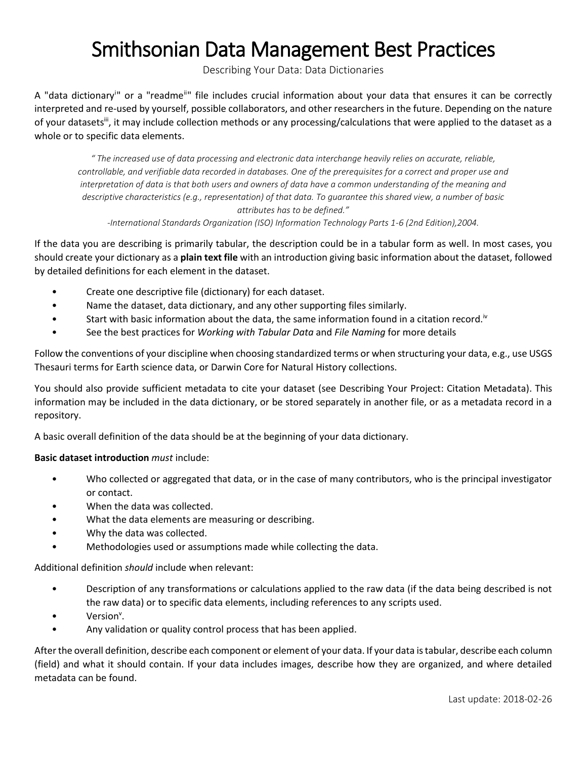# Smithsonian Data Management Best Practices

Describing Your Data: Data Dictionaries

A "data dictionary[i]" or a "readme[ii]" file includes crucial information about your data that ensures it can be correctly interpreted and re-used by yourself, possible collaborators, and other researchers in the future. Depending on the nature of your datasets[iii], it may include collection methods or any processing/calculations that were applied to the dataset as a whole or to specific data elements.

> *" The increased use of data processing and electronic data interchange heavily relies on accurate, reliable, controllable, and verifiable data recorded in databases. One of the prerequisites for a correct and proper use and interpretation of data is that both users and owners of data have a common understanding of the meaning and descriptive characteristics (e.g., representation) of that data. To guarantee this shared view, a number of basic attributes has to be defined."*
>
> *-International Standards Organization (ISO) Information Technology Parts 1-6 (2nd Edition),2004.*

If the data you are describing is primarily tabular, the description could be in a tabular form as well. In most cases, you should create your dictionary as a **plain text file** with an introduction giving basic information about the dataset, followed by detailed definitions for each element in the dataset.

- Create one descriptive file (dictionary) for each dataset.
- Name the dataset, data dictionary, and any other supporting files similarly.
- Start with basic information about the data, the same information found in a citation record.[iv]
- See the best practices for *Working with Tabular Data* and *File Naming* for more details

Follow the conventions of your discipline when choosing standardized terms or when structuring your data, e.g., use USGS Thesauri terms for Earth science data, or Darwin Core for Natural History collections.

You should also provide sufficient metadata to cite your dataset (see Describing Your Project: Citation Metadata). This information may be included in the data dictionary, or be stored separately in another file, or as a metadata record in a repository.

A basic overall definition of the data should be at the beginning of your data dictionary.

**Basic dataset introduction** *must* include:

- Who collected or aggregated that data, or in the case of many contributors, who is the principal investigator or contact.
- When the data was collected.
- What the data elements are measuring or describing.
- Why the data was collected.
- Methodologies used or assumptions made while collecting the data.

Additional definition *should* include when relevant:

- Description of any transformations or calculations applied to the raw data (if the data being described is not the raw data) or to specific data elements, including references to any scripts used.
- Version[v].
- Any validation or quality control process that has been applied.

After the overall definition, describe each component or element of your data. If your data is tabular, describe each column (field) and what it should contain. If your data includes images, describe how they are organized, and where detailed metadata can be found.

Last update: 2018-02-26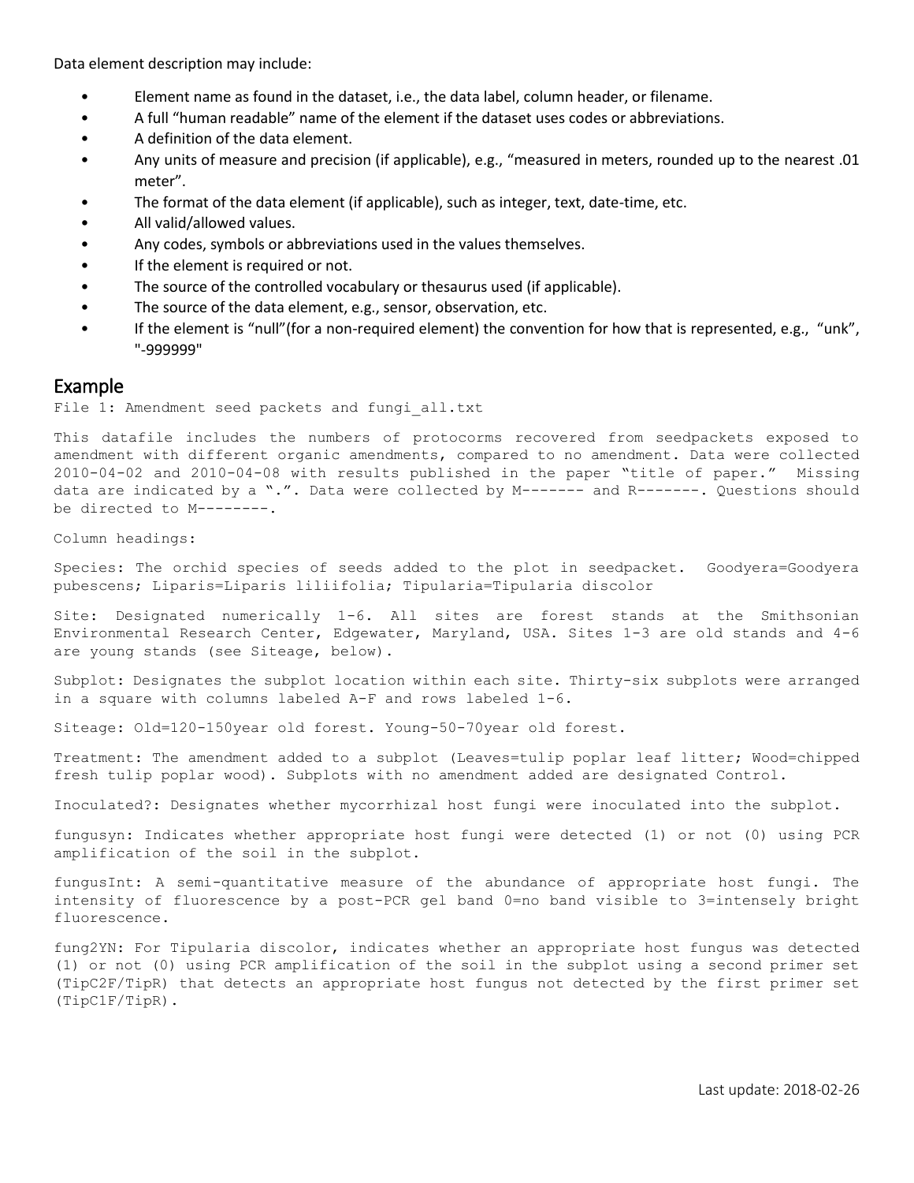Data element description may include:

- Element name as found in the dataset, i.e., the data label, column header, or filename.
- A full "human readable" name of the element if the dataset uses codes or abbreviations.
- A definition of the data element.
- Any units of measure and precision (if applicable), e.g., "measured in meters, rounded up to the nearest .01 meter".
- The format of the data element (if applicable), such as integer, text, date-time, etc.
- All valid/allowed values.
- Any codes, symbols or abbreviations used in the values themselves.
- If the element is required or not.
- The source of the controlled vocabulary or thesaurus used (if applicable).
- The source of the data element, e.g., sensor, observation, etc.
- If the element is "null"(for a non-required element) the convention for how that is represented, e.g., "unk", "-999999"

## Example

```
File 1: Amendment seed packets and fungi_all.txt

This datafile includes the numbers of protocorms recovered from seedpackets exposed to amendment with different organic amendments, compared to no amendment. Data were collected 2010-04-02 and 2010-04-08 with results published in the paper "title of paper." Missing data are indicated by a ".". Data were collected by M------- and R-------. Questions should be directed to M--------.

Column headings:

Species: The orchid species of seeds added to the plot in seedpacket. Goodyera=Goodyera pubescens; Liparis=Liparis liliifolia; Tipularia=Tipularia discolor

Site: Designated numerically 1-6. All sites are forest stands at the Smithsonian Environmental Research Center, Edgewater, Maryland, USA. Sites 1-3 are old stands and 4-6 are young stands (see Siteage, below).

Subplot: Designates the subplot location within each site. Thirty-six subplots were arranged in a square with columns labeled A-F and rows labeled 1-6.

Siteage: Old=120-150year old forest. Young-50-70year old forest.

Treatment: The amendment added to a subplot (Leaves=tulip poplar leaf litter; Wood=chipped fresh tulip poplar wood). Subplots with no amendment added are designated Control.

Inoculated?: Designates whether mycorrhizal host fungi were inoculated into the subplot.

fungusyn: Indicates whether appropriate host fungi were detected (1) or not (0) using PCR amplification of the soil in the subplot.

fungusInt: A semi-quantitative measure of the abundance of appropriate host fungi. The intensity of fluorescence by a post-PCR gel band 0=no band visible to 3=intensely bright fluorescence.

fung2YN: For Tipularia discolor, indicates whether an appropriate host fungus was detected (1) or not (0) using PCR amplification of the soil in the subplot using a second primer set (TipC2F/TipR) that detects an appropriate host fungus not detected by the first primer set (TipC1F/TipR).
```

Last update: 2018-02-26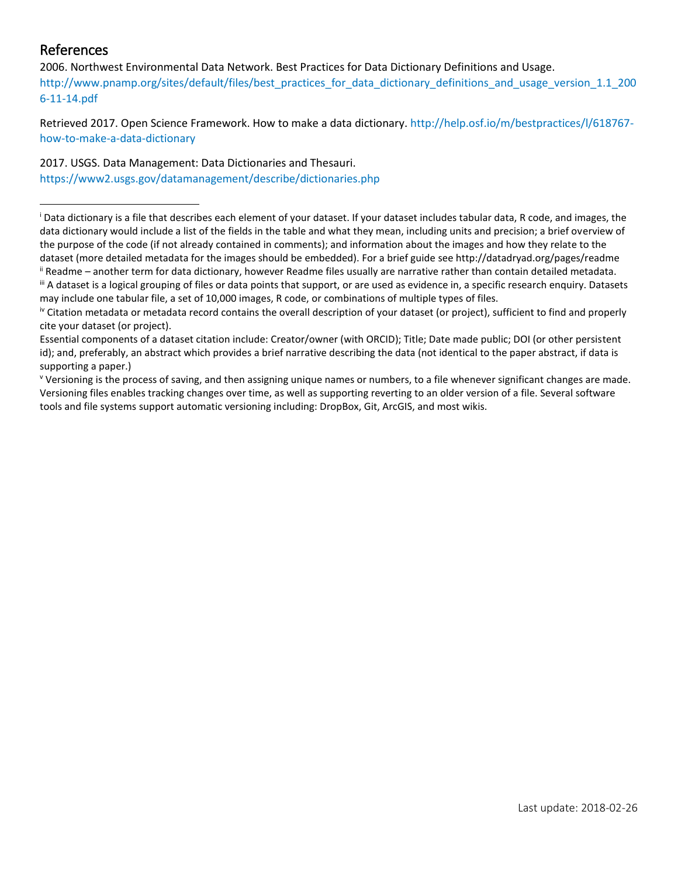## References

2006. Northwest Environmental Data Network. Best Practices for Data Dictionary Definitions and Usage. http://www.pnamp.org/sites/default/files/best_practices_for_data_dictionary_definitions_and_usage_version_1.1_2006-11-14.pdf

Retrieved 2017. Open Science Framework. How to make a data dictionary. http://help.osf.io/m/bestpractices/l/618767-how-to-make-a-data-dictionary

2017. USGS. Data Management: Data Dictionaries and Thesauri. https://www2.usgs.gov/datamanagement/describe/dictionaries.php

---

[i] Data dictionary is a file that describes each element of your dataset. If your dataset includes tabular data, R code, and images, the data dictionary would include a list of the fields in the table and what they mean, including units and precision; a brief overview of the purpose of the code (if not already contained in comments); and information about the images and how they relate to the dataset (more detailed metadata for the images should be embedded). For a brief guide see http://datadryad.org/pages/readme

[ii] Readme – another term for data dictionary, however Readme files usually are narrative rather than contain detailed metadata.

[iii] A dataset is a logical grouping of files or data points that support, or are used as evidence in, a specific research enquiry. Datasets may include one tabular file, a set of 10,000 images, R code, or combinations of multiple types of files.

[iv] Citation metadata or metadata record contains the overall description of your dataset (or project), sufficient to find and properly cite your dataset (or project).

Essential components of a dataset citation include: Creator/owner (with ORCID); Title; Date made public; DOI (or other persistent id); and, preferably, an abstract which provides a brief narrative describing the data (not identical to the paper abstract, if data is supporting a paper.)

[v] Versioning is the process of saving, and then assigning unique names or numbers, to a file whenever significant changes are made. Versioning files enables tracking changes over time, as well as supporting reverting to an older version of a file. Several software tools and file systems support automatic versioning including: DropBox, Git, ArcGIS, and most wikis.

Last update: 2018-02-26